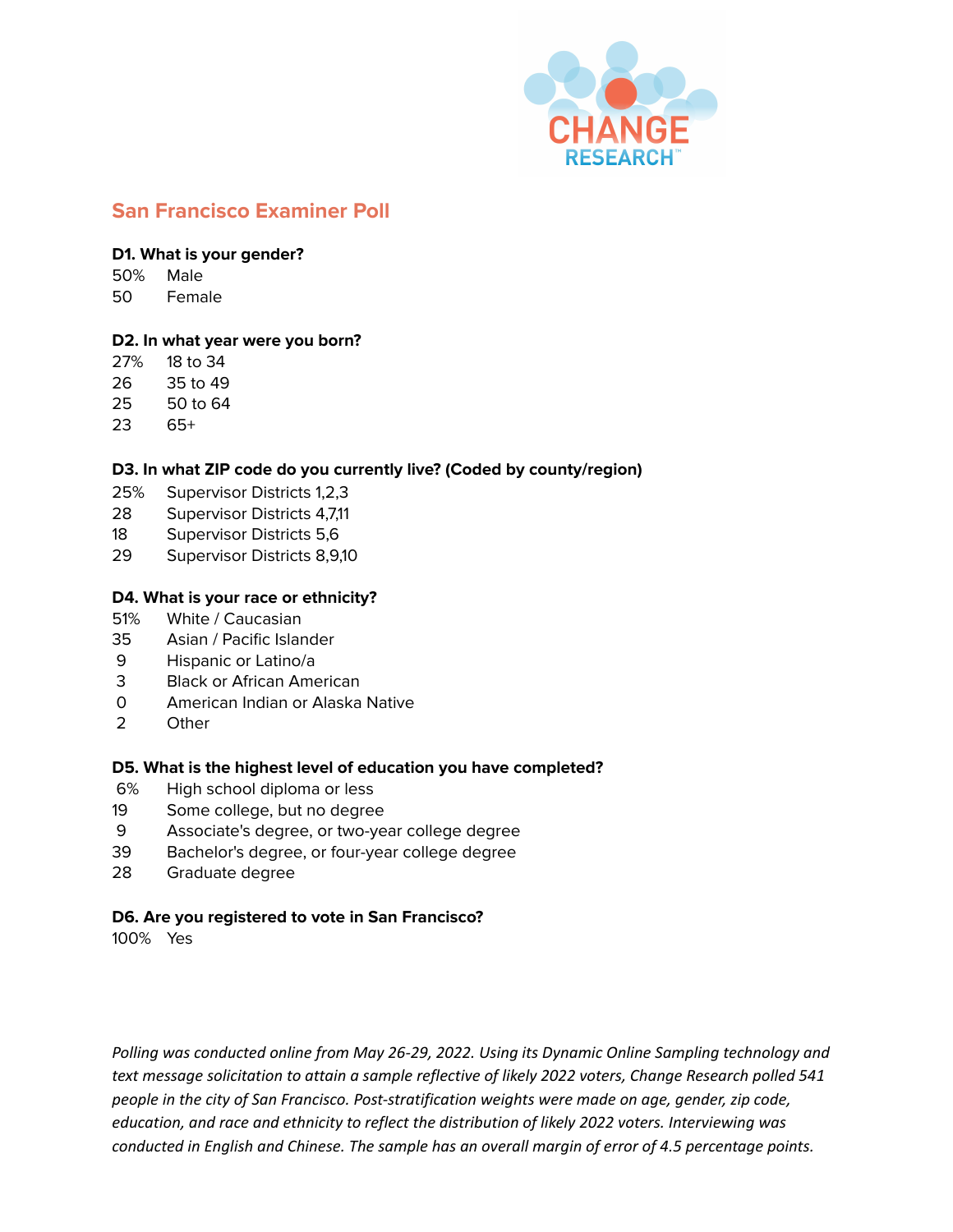## San Francisco Examiner Poll

**D1. What is your gender?**

50% Male
50 Female

**D2. In what year were you born?**

27% 18 to 34
26 35 to 49
25 50 to 64
23 65+

**D3. In what ZIP code do you currently live? (Coded by county/region)**

25% Supervisor Districts 1,2,3
28 Supervisor Districts 4,7,11
18 Supervisor Districts 5,6
29 Supervisor Districts 8,9,10

**D4. What is your race or ethnicity?**

51% White / Caucasian
35 Asian / Pacific Islander
9 Hispanic or Latino/a
3 Black or African American
0 American Indian or Alaska Native
2 Other

**D5. What is the highest level of education you have completed?**

6% High school diploma or less
19 Some college, but no degree
9 Associate's degree, or two-year college degree
39 Bachelor's degree, or four-year college degree
28 Graduate degree

**D6. Are you registered to vote in San Francisco?**

100% Yes

*Polling was conducted online from May 26-29, 2022. Using its Dynamic Online Sampling technology and text message solicitation to attain a sample reflective of likely 2022 voters, Change Research polled 541 people in the city of San Francisco. Post-stratification weights were made on age, gender, zip code, education, and race and ethnicity to reflect the distribution of likely 2022 voters. Interviewing was conducted in English and Chinese. The sample has an overall margin of error of 4.5 percentage points.*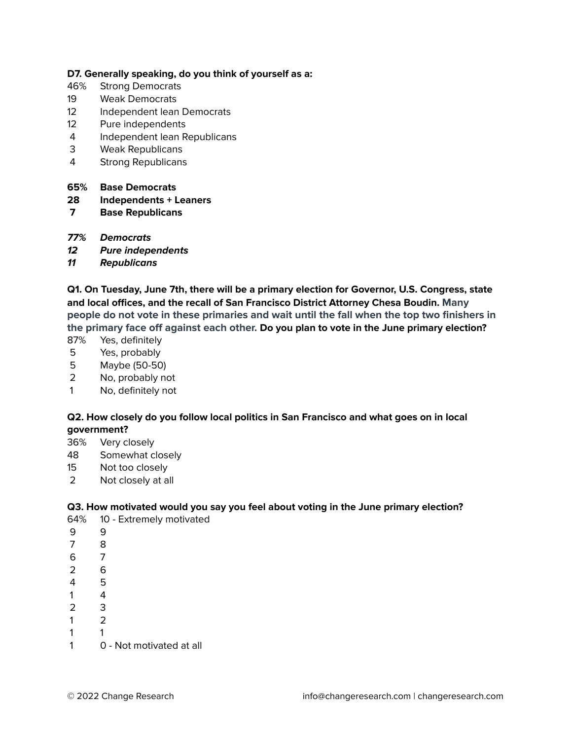**D7. Generally speaking, do you think of yourself as a:**

46% Strong Democrats
19 Weak Democrats
12 Independent lean Democrats
12 Pure independents
4 Independent lean Republicans
3 Weak Republicans
4 Strong Republicans

**65% Base Democrats**
**28 Independents + Leaners**
**7 Base Republicans**

***77% Democrats***
***12 Pure independents***
***11 Republicans***

**Q1. On Tuesday, June 7th, there will be a primary election for Governor, U.S. Congress, state and local offices, and the recall of San Francisco District Attorney Chesa Boudin. Many people do not vote in these primaries and wait until the fall when the top two finishers in the primary face off against each other. Do you plan to vote in the June primary election?**

87% Yes, definitely
5 Yes, probably
5 Maybe (50-50)
2 No, probably not
1 No, definitely not

**Q2. How closely do you follow local politics in San Francisco and what goes on in local government?**

36% Very closely
48 Somewhat closely
15 Not too closely
2 Not closely at all

**Q3. How motivated would you say you feel about voting in the June primary election?**

64% 10 - Extremely motivated
9 9
7 8
6 7
2 6
4 5
1 4
2 3
1 2
1 1
1 0 - Not motivated at all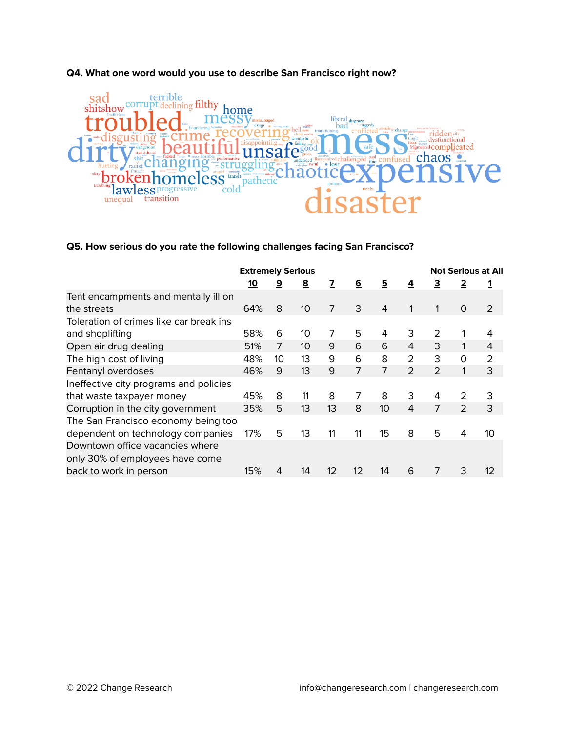**Q4. What one word would you use to describe San Francisco right now?**

sad terrible shitshow corrupt declining filthy home troubled messy mismanaged dirty disgusting crime recovering beautiful unsafe mess expensive changing struggling chaotic chaos broken homeless lawless progressive pathetic cold disaster unequal transition liberal disgrace bad conflicted ridden dysfunctional complicated confused challenged lost safe good ok hell trash stupid racist hurting dangerous transitional fucked horrible performative disappointing failing wonderful undecided awful fine cool tragic fragmented

**Q5. How serious do you rate the following challenges facing San Francisco?**

| | Extremely Serious | | | | | | | | | Not Serious at All |
|---|---|---|---|---|---|---|---|---|---|---|
| | 10 | 9 | 8 | 7 | 6 | 5 | 4 | 3 | 2 | 1 |
| Tent encampments and mentally ill on the streets | 64% | 8 | 10 | 7 | 3 | 4 | 1 | 1 | 0 | 2 |
| Toleration of crimes like car break ins and shoplifting | 58% | 6 | 10 | 7 | 5 | 4 | 3 | 2 | 1 | 4 |
| Open air drug dealing | 51% | 7 | 10 | 9 | 6 | 6 | 4 | 3 | 1 | 4 |
| The high cost of living | 48% | 10 | 13 | 9 | 6 | 8 | 2 | 3 | 0 | 2 |
| Fentanyl overdoses | 46% | 9 | 13 | 9 | 7 | 7 | 2 | 2 | 1 | 3 |
| Ineffective city programs and policies that waste taxpayer money | 45% | 8 | 11 | 8 | 7 | 8 | 3 | 4 | 2 | 3 |
| Corruption in the city government | 35% | 5 | 13 | 13 | 8 | 10 | 4 | 7 | 2 | 3 |
| The San Francisco economy being too dependent on technology companies | 17% | 5 | 13 | 11 | 11 | 15 | 8 | 5 | 4 | 10 |
| Downtown office vacancies where only 30% of employees have come back to work in person | 15% | 4 | 14 | 12 | 12 | 14 | 6 | 7 | 3 | 12 |

© 2022 Change Research info@changeresearch.com | changeresearch.com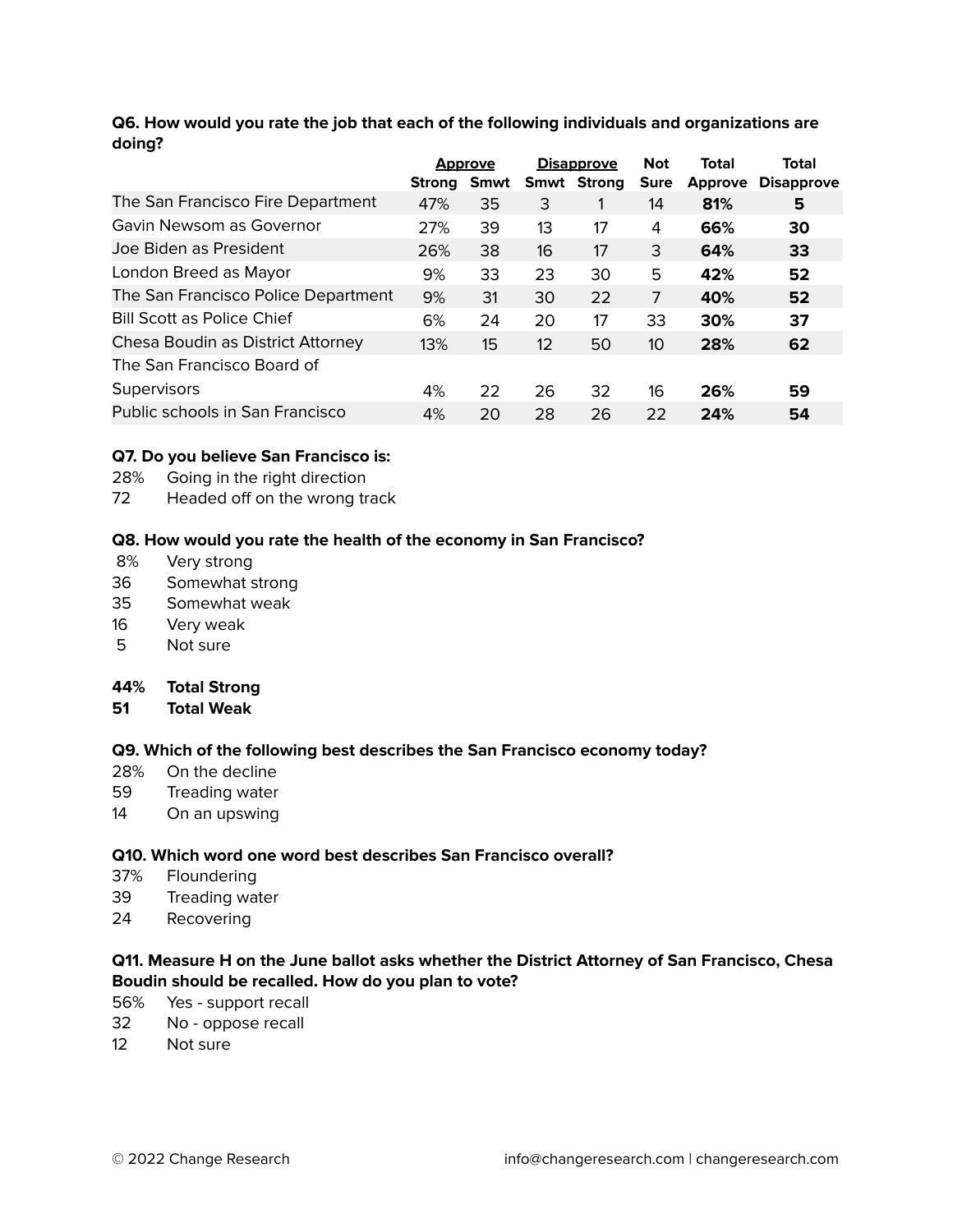**Q6. How would you rate the job that each of the following individuals and organizations are doing?**

| | Approve | | Disapprove | | Not | Total | Total |
|---|---|---|---|---|---|---|---|
| | Strong | Smwt | Smwt | Strong | Sure | Approve | Disapprove |
| The San Francisco Fire Department | 47% | 35 | 3 | 1 | 14 | **81%** | **5** |
| Gavin Newsom as Governor | 27% | 39 | 13 | 17 | 4 | **66%** | **30** |
| Joe Biden as President | 26% | 38 | 16 | 17 | 3 | **64%** | **33** |
| London Breed as Mayor | 9% | 33 | 23 | 30 | 5 | **42%** | **52** |
| The San Francisco Police Department | 9% | 31 | 30 | 22 | 7 | **40%** | **52** |
| Bill Scott as Police Chief | 6% | 24 | 20 | 17 | 33 | **30%** | **37** |
| Chesa Boudin as District Attorney | 13% | 15 | 12 | 50 | 10 | **28%** | **62** |
| The San Francisco Board of Supervisors | 4% | 22 | 26 | 32 | 16 | **26%** | **59** |
| Public schools in San Francisco | 4% | 20 | 28 | 26 | 22 | **24%** | **54** |

**Q7. Do you believe San Francisco is:**

28% Going in the right direction
72 Headed off on the wrong track

**Q8. How would you rate the health of the economy in San Francisco?**

8% Very strong
36 Somewhat strong
35 Somewhat weak
16 Very weak
5 Not sure

**44% Total Strong**
**51 Total Weak**

**Q9. Which of the following best describes the San Francisco economy today?**

28% On the decline
59 Treading water
14 On an upswing

**Q10. Which word one word best describes San Francisco overall?**

37% Floundering
39 Treading water
24 Recovering

**Q11. Measure H on the June ballot asks whether the District Attorney of San Francisco, Chesa Boudin should be recalled. How do you plan to vote?**

56% Yes - support recall
32 No - oppose recall
12 Not sure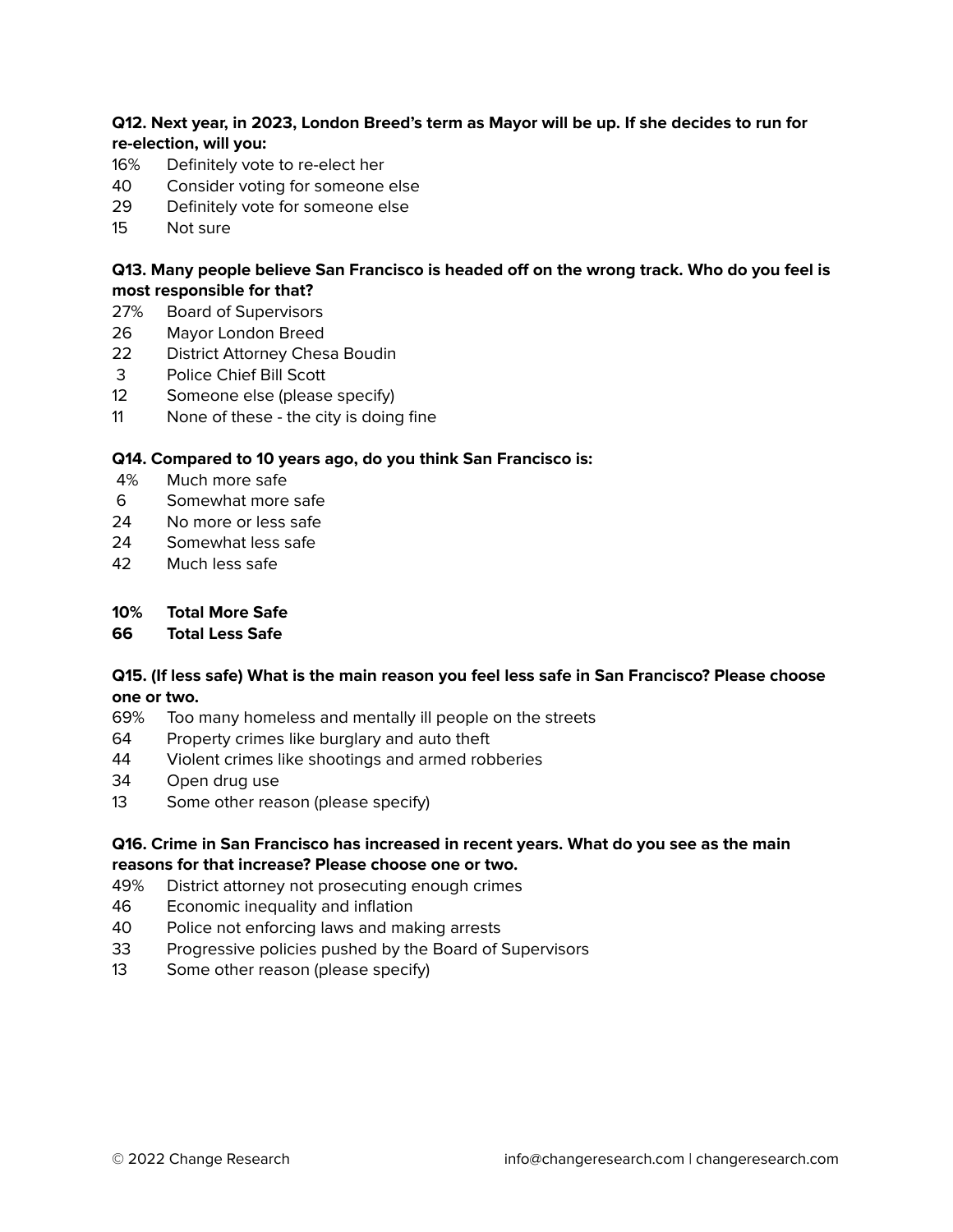**Q12. Next year, in 2023, London Breed's term as Mayor will be up. If she decides to run for re-election, will you:**

16% Definitely vote to re-elect her
40 Consider voting for someone else
29 Definitely vote for someone else
15 Not sure

**Q13. Many people believe San Francisco is headed off on the wrong track. Who do you feel is most responsible for that?**

27% Board of Supervisors
26 Mayor London Breed
22 District Attorney Chesa Boudin
3 Police Chief Bill Scott
12 Someone else (please specify)
11 None of these - the city is doing fine

**Q14. Compared to 10 years ago, do you think San Francisco is:**

4% Much more safe
6 Somewhat more safe
24 No more or less safe
24 Somewhat less safe
42 Much less safe

**10% Total More Safe**
**66 Total Less Safe**

**Q15. (If less safe) What is the main reason you feel less safe in San Francisco? Please choose one or two.**

69% Too many homeless and mentally ill people on the streets
64 Property crimes like burglary and auto theft
44 Violent crimes like shootings and armed robberies
34 Open drug use
13 Some other reason (please specify)

**Q16. Crime in San Francisco has increased in recent years. What do you see as the main reasons for that increase? Please choose one or two.**

49% District attorney not prosecuting enough crimes
46 Economic inequality and inflation
40 Police not enforcing laws and making arrests
33 Progressive policies pushed by the Board of Supervisors
13 Some other reason (please specify)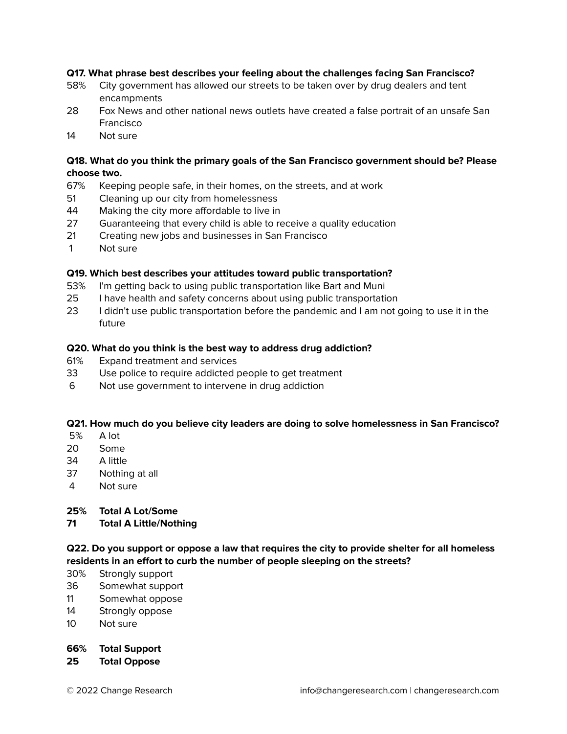**Q17. What phrase best describes your feeling about the challenges facing San Francisco?**

| | |
|---|---|
| 58% | City government has allowed our streets to be taken over by drug dealers and tent encampments |
| 28 | Fox News and other national news outlets have created a false portrait of an unsafe San Francisco |
| 14 | Not sure |

**Q18. What do you think the primary goals of the San Francisco government should be? Please choose two.**

| | |
|---|---|
| 67% | Keeping people safe, in their homes, on the streets, and at work |
| 51 | Cleaning up our city from homelessness |
| 44 | Making the city more affordable to live in |
| 27 | Guaranteeing that every child is able to receive a quality education |
| 21 | Creating new jobs and businesses in San Francisco |
| 1 | Not sure |

**Q19. Which best describes your attitudes toward public transportation?**

| | |
|---|---|
| 53% | I'm getting back to using public transportation like Bart and Muni |
| 25 | I have health and safety concerns about using public transportation |
| 23 | I didn't use public transportation before the pandemic and I am not going to use it in the future |

**Q20. What do you think is the best way to address drug addiction?**

| | |
|---|---|
| 61% | Expand treatment and services |
| 33 | Use police to require addicted people to get treatment |
| 6 | Not use government to intervene in drug addiction |

**Q21. How much do you believe city leaders are doing to solve homelessness in San Francisco?**

| | |
|---|---|
| 5% | A lot |
| 20 | Some |
| 34 | A little |
| 37 | Nothing at all |
| 4 | Not sure |
| **25%** | **Total A Lot/Some** |
| **71** | **Total A Little/Nothing** |

**Q22. Do you support or oppose a law that requires the city to provide shelter for all homeless residents in an effort to curb the number of people sleeping on the streets?**

| | |
|---|---|
| 30% | Strongly support |
| 36 | Somewhat support |
| 11 | Somewhat oppose |
| 14 | Strongly oppose |
| 10 | Not sure |
| **66%** | **Total Support** |
| **25** | **Total Oppose** |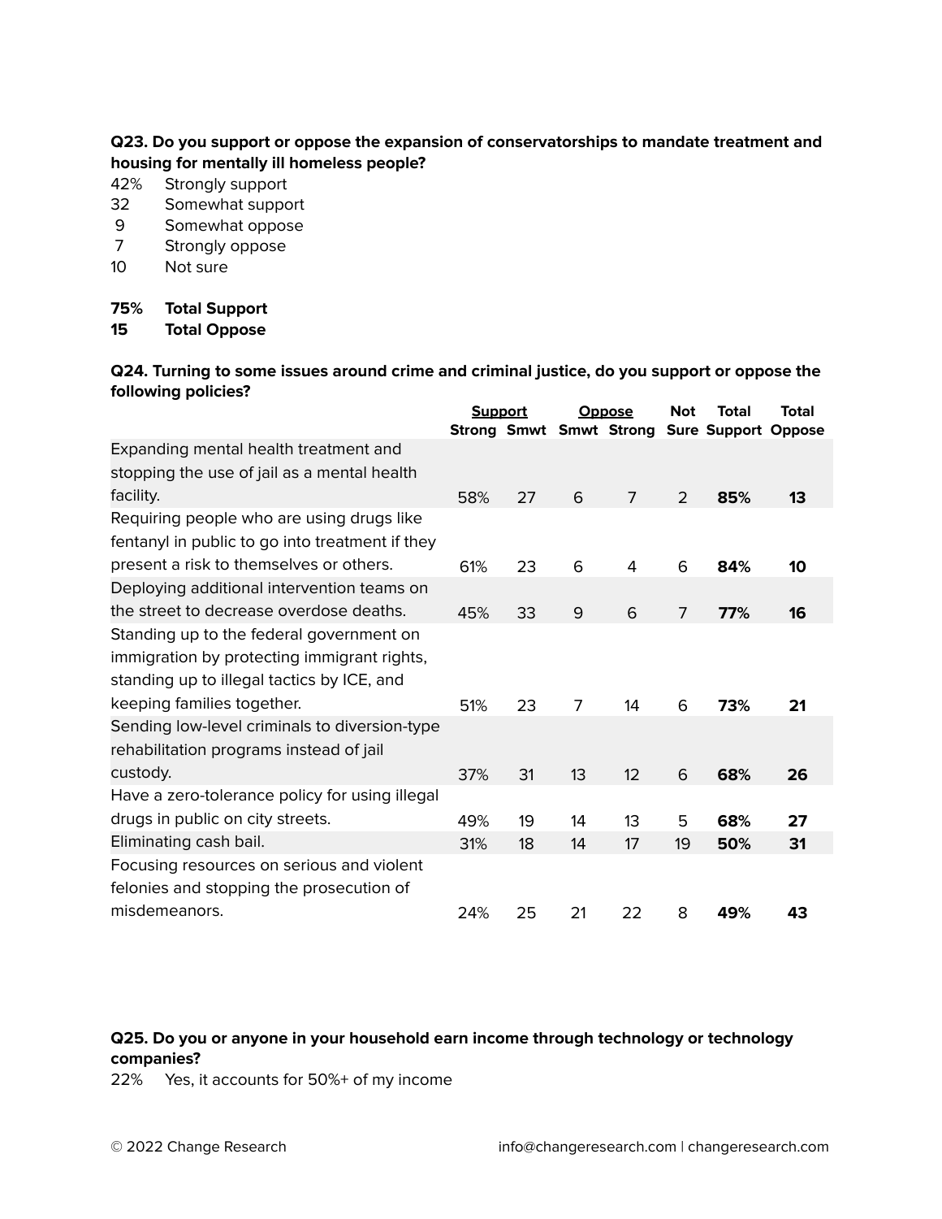**Q23. Do you support or oppose the expansion of conservatorships to mandate treatment and housing for mentally ill homeless people?**

42% Strongly support
32 Somewhat support
9 Somewhat oppose
7 Strongly oppose
10 Not sure

**75% Total Support**
**15 Total Oppose**

**Q24. Turning to some issues around crime and criminal justice, do you support or oppose the following policies?**

| | Support | | Oppose | | Not | Total | Total |
|---|---|---|---|---|---|---|---|
| | Strong | Smwt | Smwt | Strong | Sure | Support | Oppose |
| Expanding mental health treatment and stopping the use of jail as a mental health facility. | 58% | 27 | 6 | 7 | 2 | **85%** | **13** |
| Requiring people who are using drugs like fentanyl in public to go into treatment if they present a risk to themselves or others. | 61% | 23 | 6 | 4 | 6 | **84%** | **10** |
| Deploying additional intervention teams on the street to decrease overdose deaths. | 45% | 33 | 9 | 6 | 7 | **77%** | **16** |
| Standing up to the federal government on immigration by protecting immigrant rights, standing up to illegal tactics by ICE, and keeping families together. | 51% | 23 | 7 | 14 | 6 | **73%** | **21** |
| Sending low-level criminals to diversion-type rehabilitation programs instead of jail custody. | 37% | 31 | 13 | 12 | 6 | **68%** | **26** |
| Have a zero-tolerance policy for using illegal drugs in public on city streets. | 49% | 19 | 14 | 13 | 5 | **68%** | **27** |
| Eliminating cash bail. | 31% | 18 | 14 | 17 | 19 | **50%** | **31** |
| Focusing resources on serious and violent felonies and stopping the prosecution of misdemeanors. | 24% | 25 | 21 | 22 | 8 | **49%** | **43** |

**Q25. Do you or anyone in your household earn income through technology or technology companies?**

22% Yes, it accounts for 50%+ of my income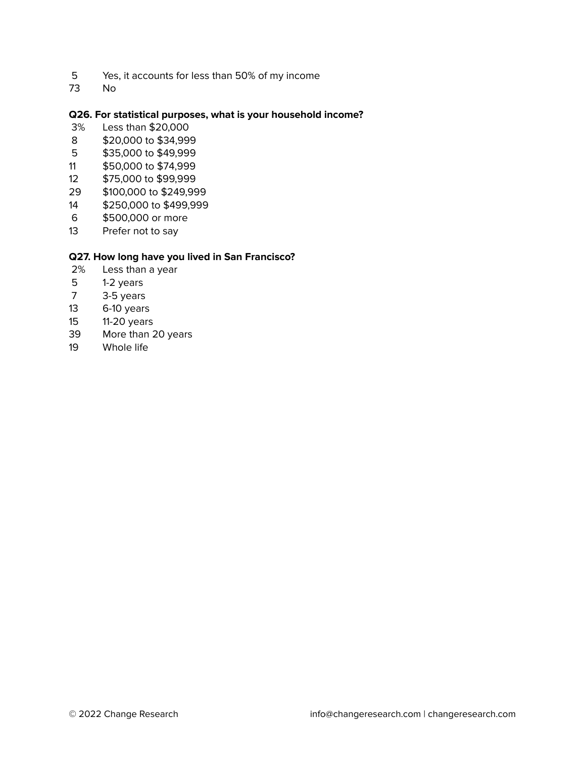5 Yes, it accounts for less than 50% of my income
73 No

**Q26. For statistical purposes, what is your household income?**

3% Less than $20,000
8 $20,000 to $34,999
5 $35,000 to $49,999
11 $50,000 to $74,999
12 $75,000 to $99,999
29 $100,000 to $249,999
14 $250,000 to $499,999
6 $500,000 or more
13 Prefer not to say

**Q27. How long have you lived in San Francisco?**

2% Less than a year
5 1-2 years
7 3-5 years
13 6-10 years
15 11-20 years
39 More than 20 years
19 Whole life